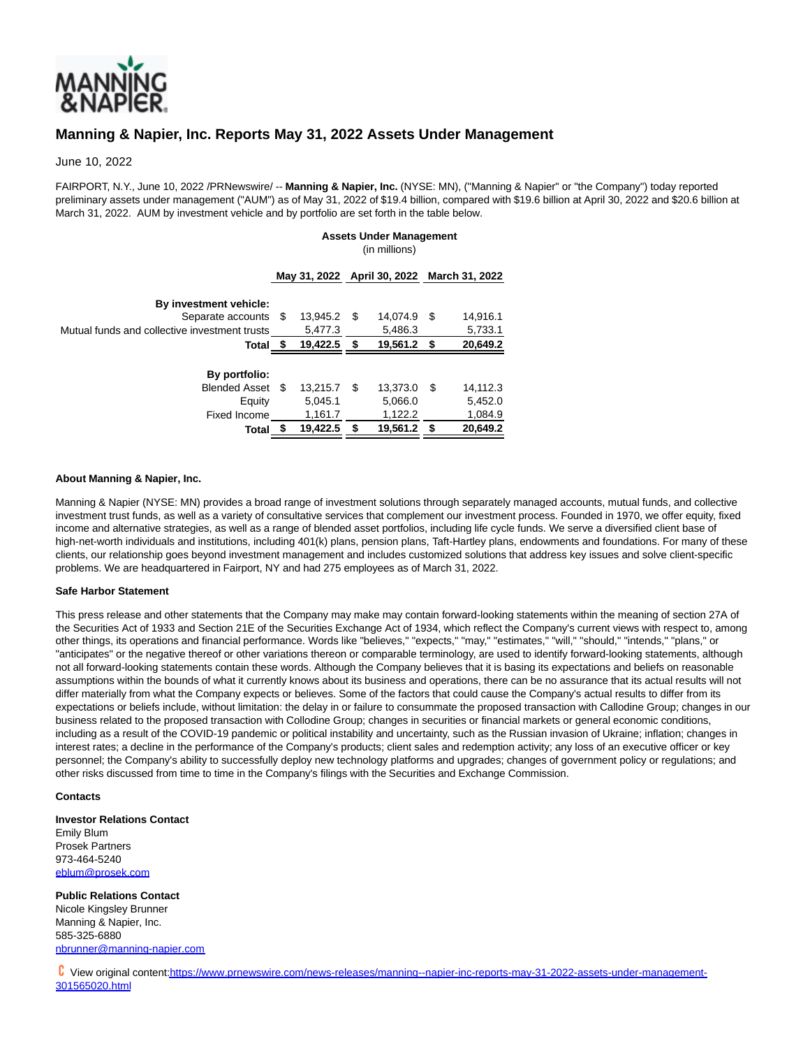# Manning & Napier, Inc. Reports May 31, 2022 Assets Under Management

June 10, 2022

FAIRPORT, N.Y., June 10, 2022 /PRNewswire/ -- **Manning & Napier, Inc.** (NYSE: MN), ("Manning & Napier" or "the Company") today reported preliminary assets under management ("AUM") as of May 31, 2022 of $19.4 billion, compared with $19.6 billion at April 30, 2022 and $20.6 billion at March 31, 2022. AUM by investment vehicle and by portfolio are set forth in the table below.

**Assets Under Management**
(in millions)

| | May 31, 2022 | April 30, 2022 | March 31, 2022 |
|---|---|---|---|
| **By investment vehicle:** | | | |
| Separate accounts | $ 13,945.2 | $ 14,074.9 | $ 14,916.1 |
| Mutual funds and collective investment trusts | 5,477.3 | 5,486.3 | 5,733.1 |
| **Total** | **$ 19,422.5** | **$ 19,561.2** | **$ 20,649.2** |
| **By portfolio:** | | | |
| Blended Asset | $ 13,215.7 | $ 13,373.0 | $ 14,112.3 |
| Equity | 5,045.1 | 5,066.0 | 5,452.0 |
| Fixed Income | 1,161.7 | 1,122.2 | 1,084.9 |
| **Total** | **$ 19,422.5** | **$ 19,561.2** | **$ 20,649.2** |

**About Manning & Napier, Inc.**

Manning & Napier (NYSE: MN) provides a broad range of investment solutions through separately managed accounts, mutual funds, and collective investment trust funds, as well as a variety of consultative services that complement our investment process. Founded in 1970, we offer equity, fixed income and alternative strategies, as well as a range of blended asset portfolios, including life cycle funds. We serve a diversified client base of high-net-worth individuals and institutions, including 401(k) plans, pension plans, Taft-Hartley plans, endowments and foundations. For many of these clients, our relationship goes beyond investment management and includes customized solutions that address key issues and solve client-specific problems. We are headquartered in Fairport, NY and had 275 employees as of March 31, 2022.

**Safe Harbor Statement**

This press release and other statements that the Company may make may contain forward-looking statements within the meaning of section 27A of the Securities Act of 1933 and Section 21E of the Securities Exchange Act of 1934, which reflect the Company's current views with respect to, among other things, its operations and financial performance. Words like "believes," "expects," "may," "estimates," "will," "should," "intends," "plans," or "anticipates" or the negative thereof or other variations thereon or comparable terminology, are used to identify forward-looking statements, although not all forward-looking statements contain these words. Although the Company believes that it is basing its expectations and beliefs on reasonable assumptions within the bounds of what it currently knows about its business and operations, there can be no assurance that its actual results will not differ materially from what the Company expects or believes. Some of the factors that could cause the Company's actual results to differ from its expectations or beliefs include, without limitation: the delay in or failure to consummate the proposed transaction with Callodine Group; changes in our business related to the proposed transaction with Collodine Group; changes in securities or financial markets or general economic conditions, including as a result of the COVID-19 pandemic or political instability and uncertainty, such as the Russian invasion of Ukraine; inflation; changes in interest rates; a decline in the performance of the Company's products; client sales and redemption activity; any loss of an executive officer or key personnel; the Company's ability to successfully deploy new technology platforms and upgrades; changes of government policy or regulations; and other risks discussed from time to time in the Company's filings with the Securities and Exchange Commission.

**Contacts**

**Investor Relations Contact**
Emily Blum
Prosek Partners
973-464-5240
eblum@prosek.com

**Public Relations Contact**
Nicole Kingsley Brunner
Manning & Napier, Inc.
585-325-6880
nbrunner@manning-napier.com

View original content:https://www.prnewswire.com/news-releases/manning--napier-inc-reports-may-31-2022-assets-under-management-301565020.html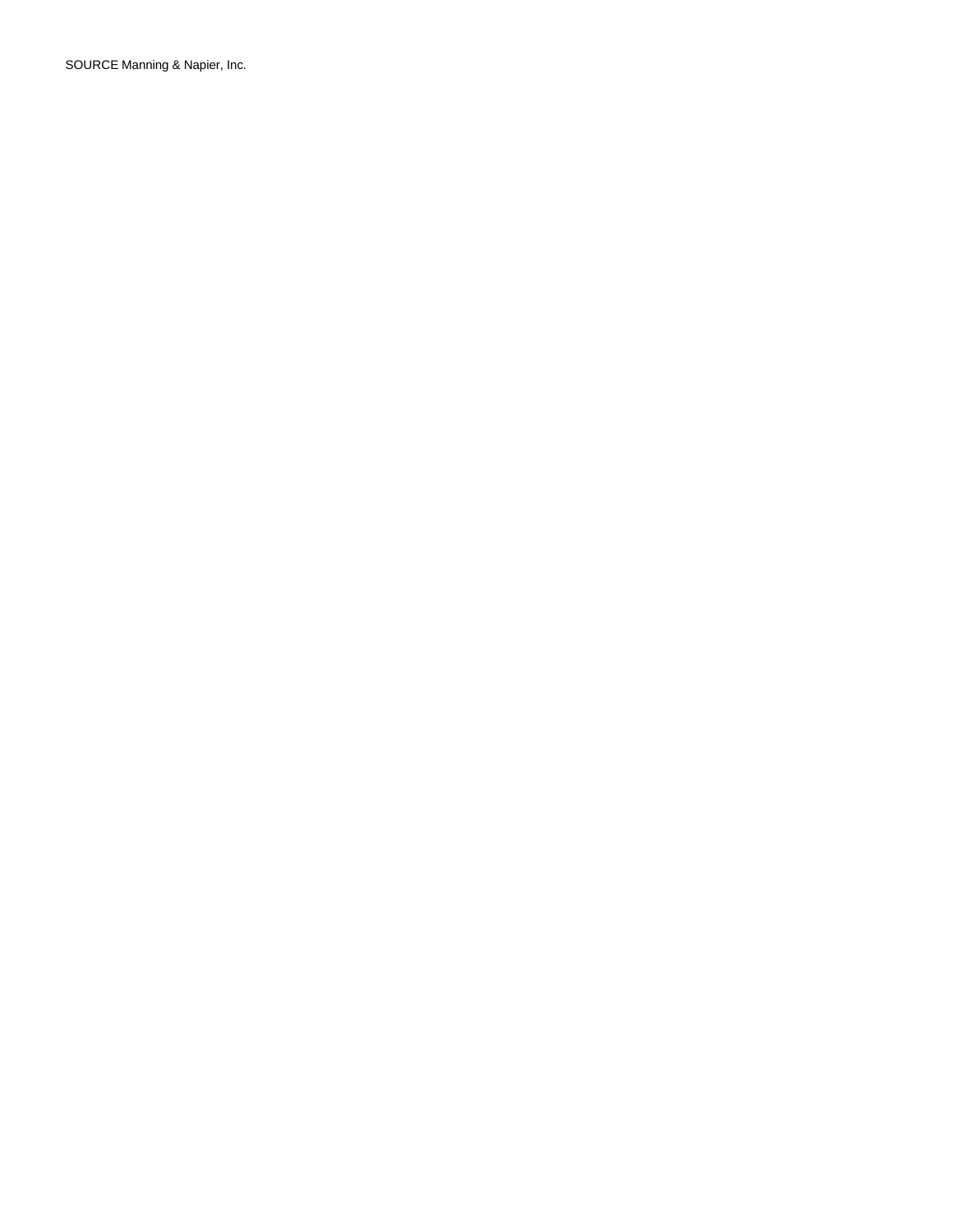SOURCE Manning & Napier, Inc.